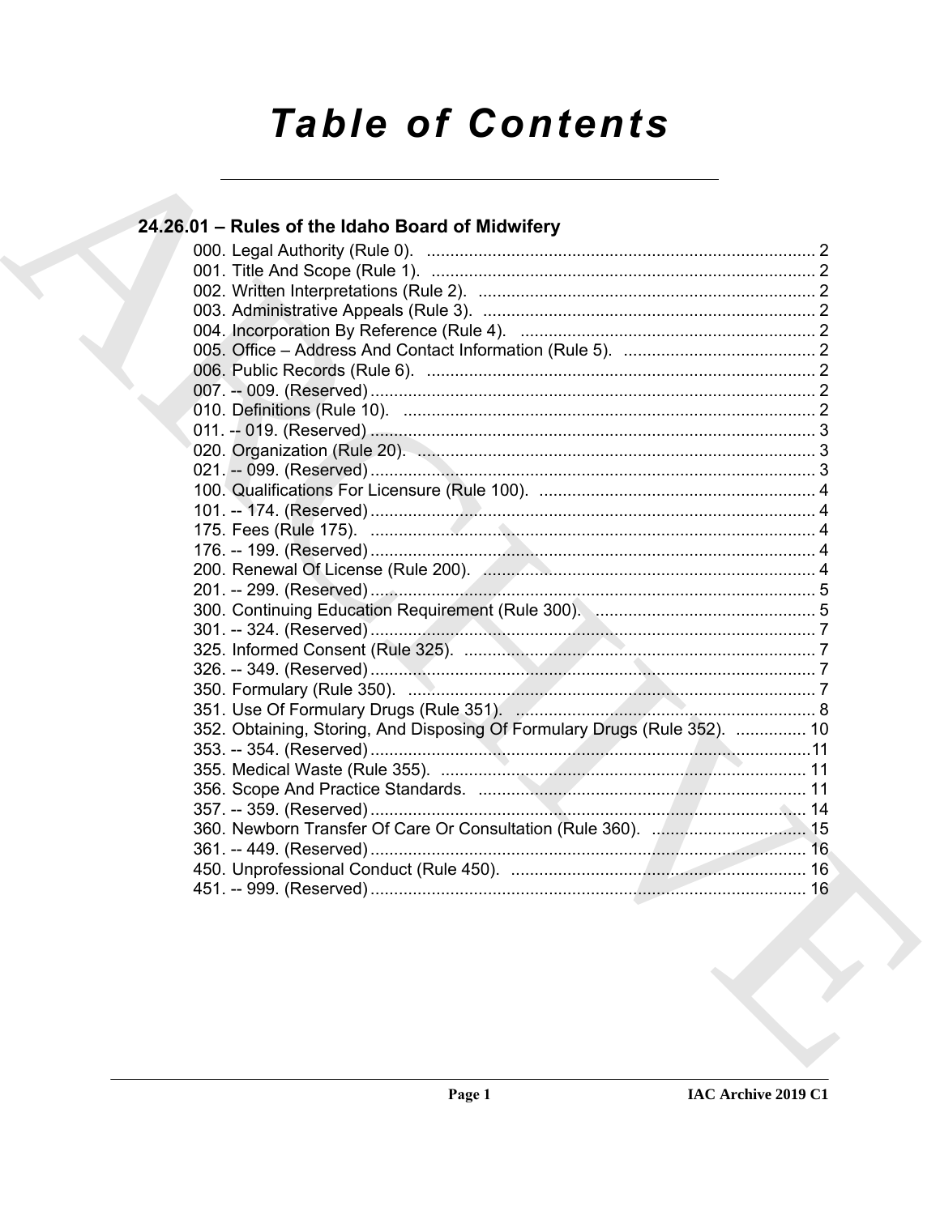# Table of Contents

## 24.26.01 – Rules of the Idaho Board of Midwifery

000. Legal Authority (Rule 0). .......... 2
001. Title And Scope (Rule 1). .......... 2
002. Written Interpretations (Rule 2). .......... 2
003. Administrative Appeals (Rule 3). .......... 2
004. Incorporation By Reference (Rule 4). .......... 2
005. Office – Address And Contact Information (Rule 5). .......... 2
006. Public Records (Rule 6). .......... 2
007. -- 009. (Reserved) .......... 2
010. Definitions (Rule 10). .......... 2
011. -- 019. (Reserved) .......... 3
020. Organization (Rule 20). .......... 3
021. -- 099. (Reserved) .......... 3
100. Qualifications For Licensure (Rule 100). .......... 4
101. -- 174. (Reserved) .......... 4
175. Fees (Rule 175). .......... 4
176. -- 199. (Reserved) .......... 4
200. Renewal Of License (Rule 200). .......... 4
201. -- 299. (Reserved) .......... 5
300. Continuing Education Requirement (Rule 300). .......... 5
301. -- 324. (Reserved) .......... 7
325. Informed Consent (Rule 325). .......... 7
326. -- 349. (Reserved) .......... 7
350. Formulary (Rule 350). .......... 7
351. Use Of Formulary Drugs (Rule 351). .......... 8
352. Obtaining, Storing, And Disposing Of Formulary Drugs (Rule 352). .......... 10
353. -- 354. (Reserved) .......... 11
355. Medical Waste (Rule 355). .......... 11
356. Scope And Practice Standards. .......... 11
357. -- 359. (Reserved) .......... 14
360. Newborn Transfer Of Care Or Consultation (Rule 360). .......... 15
361. -- 449. (Reserved) .......... 16
450. Unprofessional Conduct (Rule 450). .......... 16
451. -- 999. (Reserved) .......... 16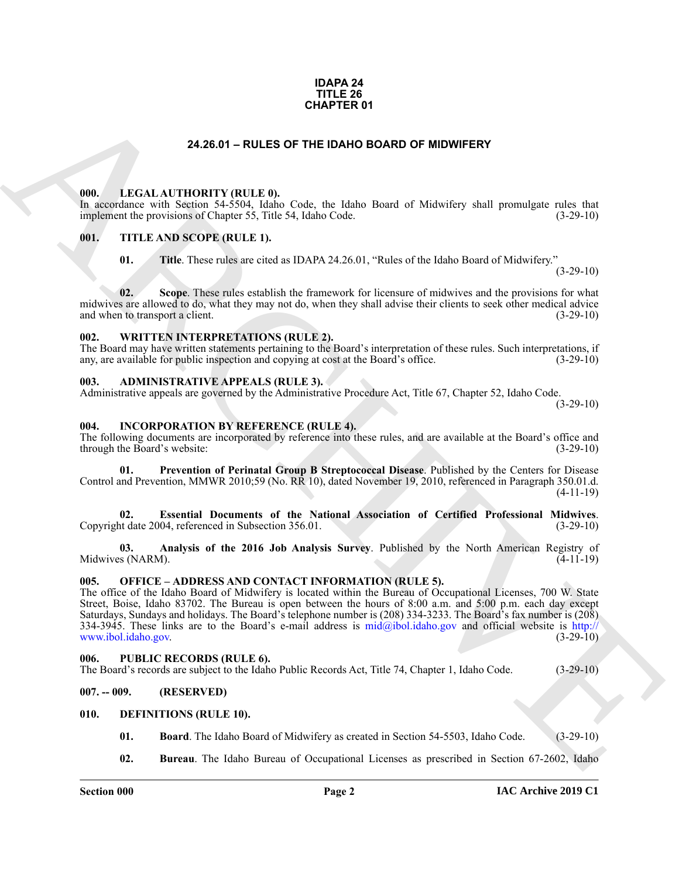# IDAPA 24
# TITLE 26
# CHAPTER 01

## 24.26.01 – RULES OF THE IDAHO BOARD OF MIDWIFERY

### 000. LEGAL AUTHORITY (RULE 0).

In accordance with Section 54-5504, Idaho Code, the Idaho Board of Midwifery shall promulgate rules that implement the provisions of Chapter 55, Title 54, Idaho Code. (3-29-10)

### 001. TITLE AND SCOPE (RULE 1).

**01. Title**. These rules are cited as IDAPA 24.26.01, "Rules of the Idaho Board of Midwifery." (3-29-10)

**02. Scope**. These rules establish the framework for licensure of midwives and the provisions for what midwives are allowed to do, what they may not do, when they shall advise their clients to seek other medical advice and when to transport a client. (3-29-10)

### 002. WRITTEN INTERPRETATIONS (RULE 2).

The Board may have written statements pertaining to the Board's interpretation of these rules. Such interpretations, if any, are available for public inspection and copying at cost at the Board's office. (3-29-10)

### 003. ADMINISTRATIVE APPEALS (RULE 3).

Administrative appeals are governed by the Administrative Procedure Act, Title 67, Chapter 52, Idaho Code. (3-29-10)

### 004. INCORPORATION BY REFERENCE (RULE 4).

The following documents are incorporated by reference into these rules, and are available at the Board's office and through the Board's website: (3-29-10)

**01. Prevention of Perinatal Group B Streptococcal Disease**. Published by the Centers for Disease Control and Prevention, MMWR 2010;59 (No. RR 10), dated November 19, 2010, referenced in Paragraph 350.01.d. (4-11-19)

**02. Essential Documents of the National Association of Certified Professional Midwives**. Copyright date 2004, referenced in Subsection 356.01. (3-29-10)

**03. Analysis of the 2016 Job Analysis Survey**. Published by the North American Registry of Midwives (NARM). (4-11-19)

### 005. OFFICE – ADDRESS AND CONTACT INFORMATION (RULE 5).

The office of the Idaho Board of Midwifery is located within the Bureau of Occupational Licenses, 700 W. State Street, Boise, Idaho 83702. The Bureau is open between the hours of 8:00 a.m. and 5:00 p.m. each day except Saturdays, Sundays and holidays. The Board's telephone number is (208) 334-3233. The Board's fax number is (208) 334-3945. These links are to the Board's e-mail address is mid@ibol.idaho.gov and official website is http://www.ibol.idaho.gov. (3-29-10)

### 006. PUBLIC RECORDS (RULE 6).

The Board's records are subject to the Idaho Public Records Act, Title 74, Chapter 1, Idaho Code. (3-29-10)

### 007. -- 009. (RESERVED)

### 010. DEFINITIONS (RULE 10).

**01. Board**. The Idaho Board of Midwifery as created in Section 54-5503, Idaho Code. (3-29-10)

**02. Bureau**. The Idaho Bureau of Occupational Licenses as prescribed in Section 67-2602, Idaho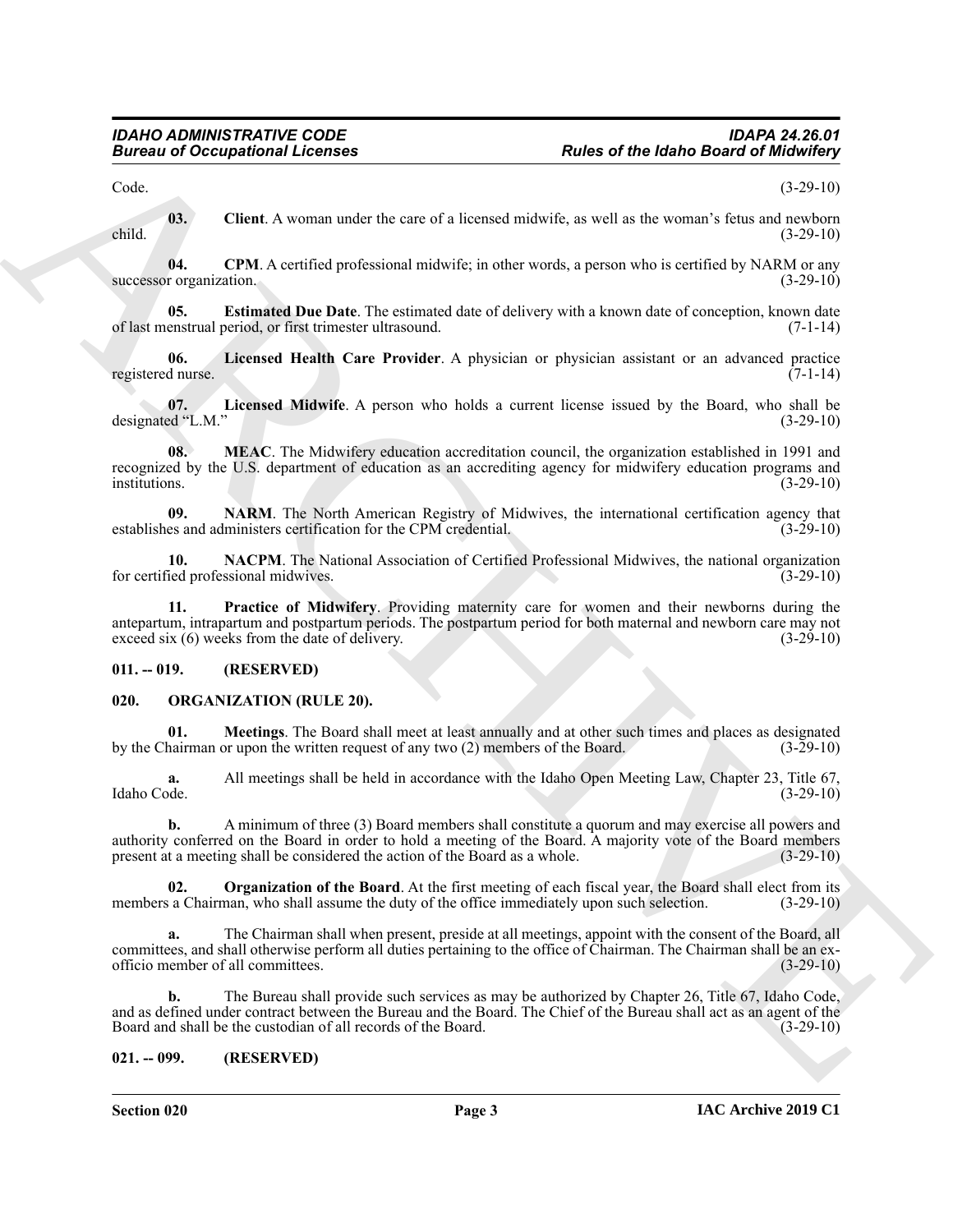Code. (3-29-10)

**03. Client**. A woman under the care of a licensed midwife, as well as the woman's fetus and newborn child. (3-29-10)

**04. CPM**. A certified professional midwife; in other words, a person who is certified by NARM or any successor organization. (3-29-10)

**05. Estimated Due Date**. The estimated date of delivery with a known date of conception, known date of last menstrual period, or first trimester ultrasound. (7-1-14)

**06. Licensed Health Care Provider**. A physician or physician assistant or an advanced practice registered nurse. (7-1-14)

**07. Licensed Midwife**. A person who holds a current license issued by the Board, who shall be designated "L.M." (3-29-10)

**08. MEAC**. The Midwifery education accreditation council, the organization established in 1991 and recognized by the U.S. department of education as an accrediting agency for midwifery education programs and institutions. (3-29-10)

**09. NARM**. The North American Registry of Midwives, the international certification agency that establishes and administers certification for the CPM credential. (3-29-10)

**10. NACPM**. The National Association of Certified Professional Midwives, the national organization for certified professional midwives. (3-29-10)

**11. Practice of Midwifery**. Providing maternity care for women and their newborns during the antepartum, intrapartum and postpartum periods. The postpartum period for both maternal and newborn care may not exceed six (6) weeks from the date of delivery. (3-29-10)

## 011. -- 019. (RESERVED)

## 020. ORGANIZATION (RULE 20).

**01. Meetings**. The Board shall meet at least annually and at other such times and places as designated by the Chairman or upon the written request of any two (2) members of the Board. (3-29-10)

**a.** All meetings shall be held in accordance with the Idaho Open Meeting Law, Chapter 23, Title 67, Idaho Code. (3-29-10)

**b.** A minimum of three (3) Board members shall constitute a quorum and may exercise all powers and authority conferred on the Board in order to hold a meeting of the Board. A majority vote of the Board members present at a meeting shall be considered the action of the Board as a whole. (3-29-10)

**02. Organization of the Board**. At the first meeting of each fiscal year, the Board shall elect from its members a Chairman, who shall assume the duty of the office immediately upon such selection. (3-29-10)

**a.** The Chairman shall when present, preside at all meetings, appoint with the consent of the Board, all committees, and shall otherwise perform all duties pertaining to the office of Chairman. The Chairman shall be an ex-officio member of all committees. (3-29-10)

**b.** The Bureau shall provide such services as may be authorized by Chapter 26, Title 67, Idaho Code, and as defined under contract between the Bureau and the Board. The Chief of the Bureau shall act as an agent of the Board and shall be the custodian of all records of the Board. (3-29-10)

## 021. -- 099. (RESERVED)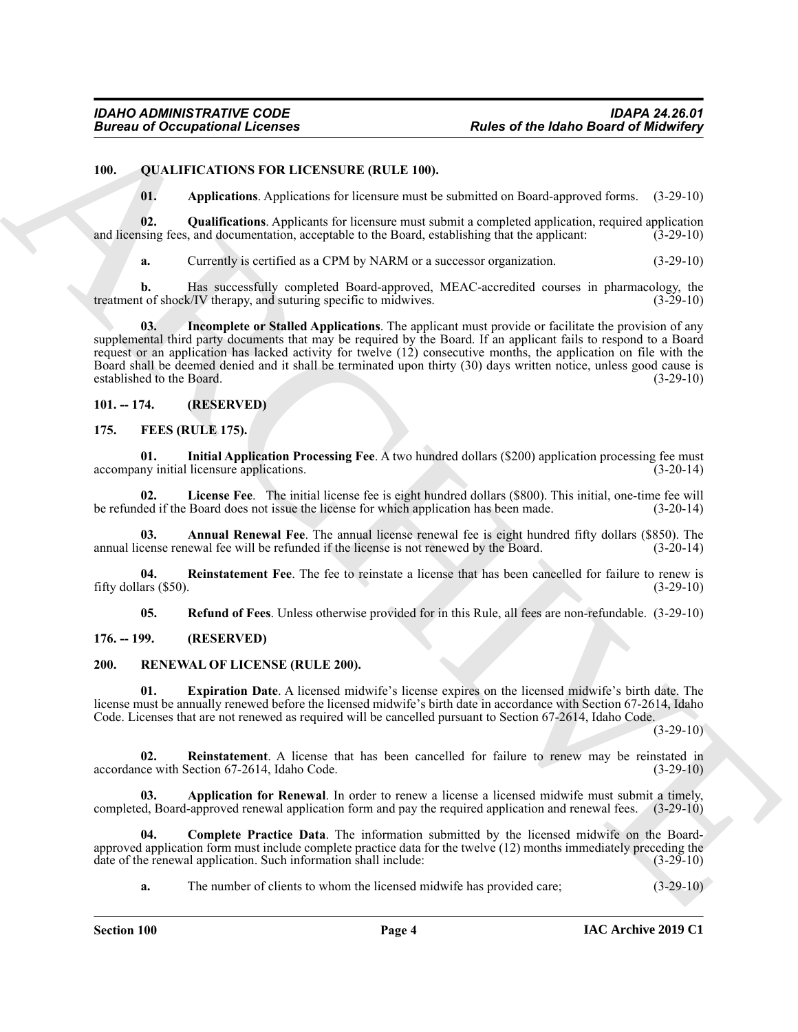## 100. QUALIFICATIONS FOR LICENSURE (RULE 100).

**01. Applications**. Applications for licensure must be submitted on Board-approved forms. (3-29-10)

**02. Qualifications**. Applicants for licensure must submit a completed application, required application and licensing fees, and documentation, acceptable to the Board, establishing that the applicant: (3-29-10)

**a.** Currently is certified as a CPM by NARM or a successor organization. (3-29-10)

**b.** Has successfully completed Board-approved, MEAC-accredited courses in pharmacology, the treatment of shock/IV therapy, and suturing specific to midwives. (3-29-10)

**03. Incomplete or Stalled Applications**. The applicant must provide or facilitate the provision of any supplemental third party documents that may be required by the Board. If an applicant fails to respond to a Board request or an application has lacked activity for twelve (12) consecutive months, the application on file with the Board shall be deemed denied and it shall be terminated upon thirty (30) days written notice, unless good cause is established to the Board. (3-29-10)

## 101. -- 174. (RESERVED)

## 175. FEES (RULE 175).

**01. Initial Application Processing Fee**. A two hundred dollars ($200) application processing fee must accompany initial licensure applications. (3-20-14)

**02. License Fee**. The initial license fee is eight hundred dollars ($800). This initial, one-time fee will be refunded if the Board does not issue the license for which application has been made. (3-20-14)

**03. Annual Renewal Fee**. The annual license renewal fee is eight hundred fifty dollars ($850). The annual license renewal fee will be refunded if the license is not renewed by the Board. (3-20-14)

**04. Reinstatement Fee**. The fee to reinstate a license that has been cancelled for failure to renew is fifty dollars ($50). (3-29-10)

**05. Refund of Fees**. Unless otherwise provided for in this Rule, all fees are non-refundable. (3-29-10)

## 176. -- 199. (RESERVED)

## 200. RENEWAL OF LICENSE (RULE 200).

**01. Expiration Date**. A licensed midwife's license expires on the licensed midwife's birth date. The license must be annually renewed before the licensed midwife's birth date in accordance with Section 67-2614, Idaho Code. Licenses that are not renewed as required will be cancelled pursuant to Section 67-2614, Idaho Code. (3-29-10)

**02. Reinstatement**. A license that has been cancelled for failure to renew may be reinstated in accordance with Section 67-2614, Idaho Code. (3-29-10)

**03. Application for Renewal**. In order to renew a license a licensed midwife must submit a timely, completed, Board-approved renewal application form and pay the required application and renewal fees. (3-29-10)

**04. Complete Practice Data**. The information submitted by the licensed midwife on the Board-approved application form must include complete practice data for the twelve (12) months immediately preceding the date of the renewal application. Such information shall include: (3-29-10)

**a.** The number of clients to whom the licensed midwife has provided care; (3-29-10)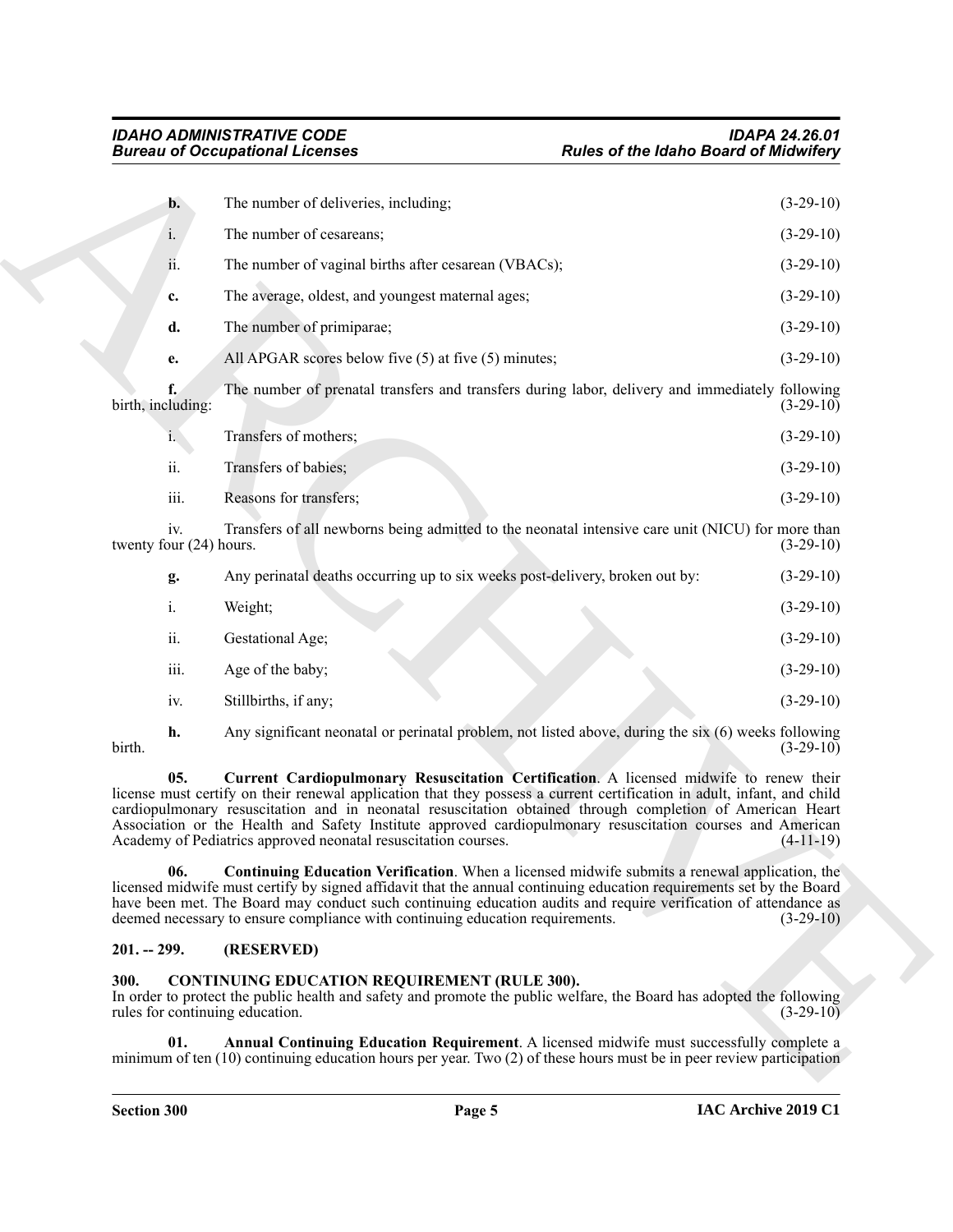**b.** The number of deliveries, including; (3-29-10)

i. The number of cesareans; (3-29-10)

ii. The number of vaginal births after cesarean (VBACs); (3-29-10)

**c.** The average, oldest, and youngest maternal ages; (3-29-10)

**d.** The number of primiparae; (3-29-10)

**e.** All APGAR scores below five (5) at five (5) minutes; (3-29-10)

**f.** The number of prenatal transfers and transfers during labor, delivery and immediately following birth, including: (3-29-10)

i. Transfers of mothers; (3-29-10)

ii. Transfers of babies; (3-29-10)

iii. Reasons for transfers; (3-29-10)

iv. Transfers of all newborns being admitted to the neonatal intensive care unit (NICU) for more than twenty four (24) hours. (3-29-10)

**g.** Any perinatal deaths occurring up to six weeks post-delivery, broken out by: (3-29-10)

i. Weight; (3-29-10)

ii. Gestational Age; (3-29-10)

iii. Age of the baby; (3-29-10)

iv. Stillbirths, if any; (3-29-10)

**h.** Any significant neonatal or perinatal problem, not listed above, during the six (6) weeks following birth. (3-29-10)

**05. Current Cardiopulmonary Resuscitation Certification**. A licensed midwife to renew their license must certify on their renewal application that they possess a current certification in adult, infant, and child cardiopulmonary resuscitation and in neonatal resuscitation obtained through completion of American Heart Association or the Health and Safety Institute approved cardiopulmonary resuscitation courses and American Academy of Pediatrics approved neonatal resuscitation courses. (4-11-19)

**06. Continuing Education Verification**. When a licensed midwife submits a renewal application, the licensed midwife must certify by signed affidavit that the annual continuing education requirements set by the Board have been met. The Board may conduct such continuing education audits and require verification of attendance as deemed necessary to ensure compliance with continuing education requirements. (3-29-10)

## 201. -- 299. (RESERVED)

## 300. CONTINUING EDUCATION REQUIREMENT (RULE 300).

In order to protect the public health and safety and promote the public welfare, the Board has adopted the following rules for continuing education. (3-29-10)

**01. Annual Continuing Education Requirement**. A licensed midwife must successfully complete a minimum of ten (10) continuing education hours per year. Two (2) of these hours must be in peer review participation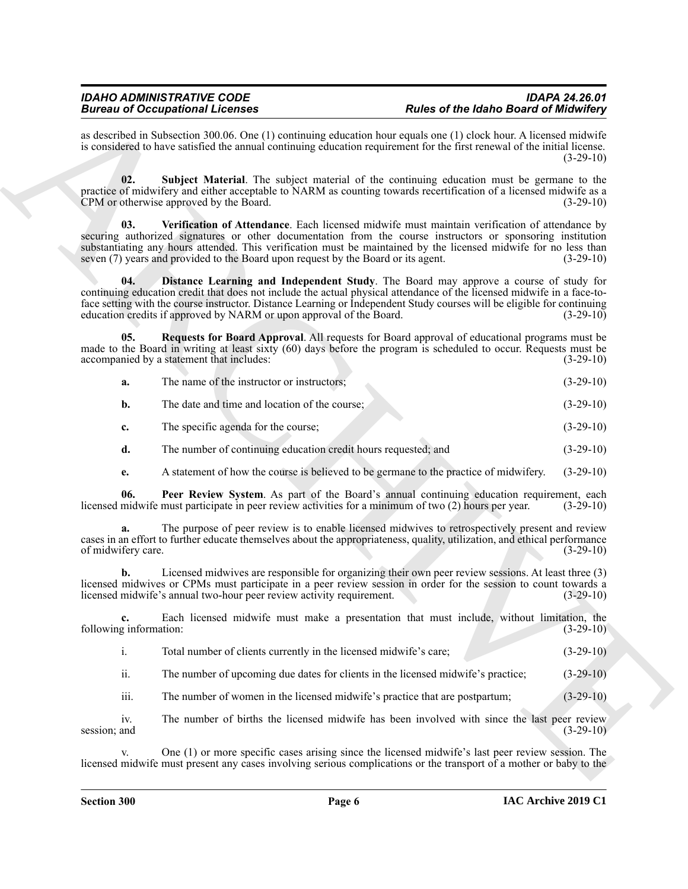as described in Subsection 300.06. One (1) continuing education hour equals one (1) clock hour. A licensed midwife is considered to have satisfied the annual continuing education requirement for the first renewal of the initial license. (3-29-10)

**02. Subject Material**. The subject material of the continuing education must be germane to the practice of midwifery and either acceptable to NARM as counting towards recertification of a licensed midwife as a CPM or otherwise approved by the Board. (3-29-10)

**03. Verification of Attendance**. Each licensed midwife must maintain verification of attendance by securing authorized signatures or other documentation from the course instructors or sponsoring institution substantiating any hours attended. This verification must be maintained by the licensed midwife for no less than seven (7) years and provided to the Board upon request by the Board or its agent. (3-29-10)

**04. Distance Learning and Independent Study**. The Board may approve a course of study for continuing education credit that does not include the actual physical attendance of the licensed midwife in a face-to-face setting with the course instructor. Distance Learning or Independent Study courses will be eligible for continuing education credits if approved by NARM or upon approval of the Board. (3-29-10)

**05. Requests for Board Approval**. All requests for Board approval of educational programs must be made to the Board in writing at least sixty (60) days before the program is scheduled to occur. Requests must be accompanied by a statement that includes: (3-29-10)

**a.** The name of the instructor or instructors; (3-29-10)

**b.** The date and time and location of the course; (3-29-10)

**c.** The specific agenda for the course; (3-29-10)

**d.** The number of continuing education credit hours requested; and (3-29-10)

**e.** A statement of how the course is believed to be germane to the practice of midwifery. (3-29-10)

**06. Peer Review System**. As part of the Board's annual continuing education requirement, each licensed midwife must participate in peer review activities for a minimum of two (2) hours per year. (3-29-10)

**a.** The purpose of peer review is to enable licensed midwives to retrospectively present and review cases in an effort to further educate themselves about the appropriateness, quality, utilization, and ethical performance of midwifery care. (3-29-10)

**b.** Licensed midwives are responsible for organizing their own peer review sessions. At least three (3) licensed midwives or CPMs must participate in a peer review session in order for the session to count towards a licensed midwife's annual two-hour peer review activity requirement. (3-29-10)

**c.** Each licensed midwife must make a presentation that must include, without limitation, the following information: (3-29-10)

i. Total number of clients currently in the licensed midwife's care; (3-29-10)

ii. The number of upcoming due dates for clients in the licensed midwife's practice; (3-29-10)

iii. The number of women in the licensed midwife's practice that are postpartum; (3-29-10)

iv. The number of births the licensed midwife has been involved with since the last peer review session; and (3-29-10)

v. One (1) or more specific cases arising since the licensed midwife's last peer review session. The licensed midwife must present any cases involving serious complications or the transport of a mother or baby to the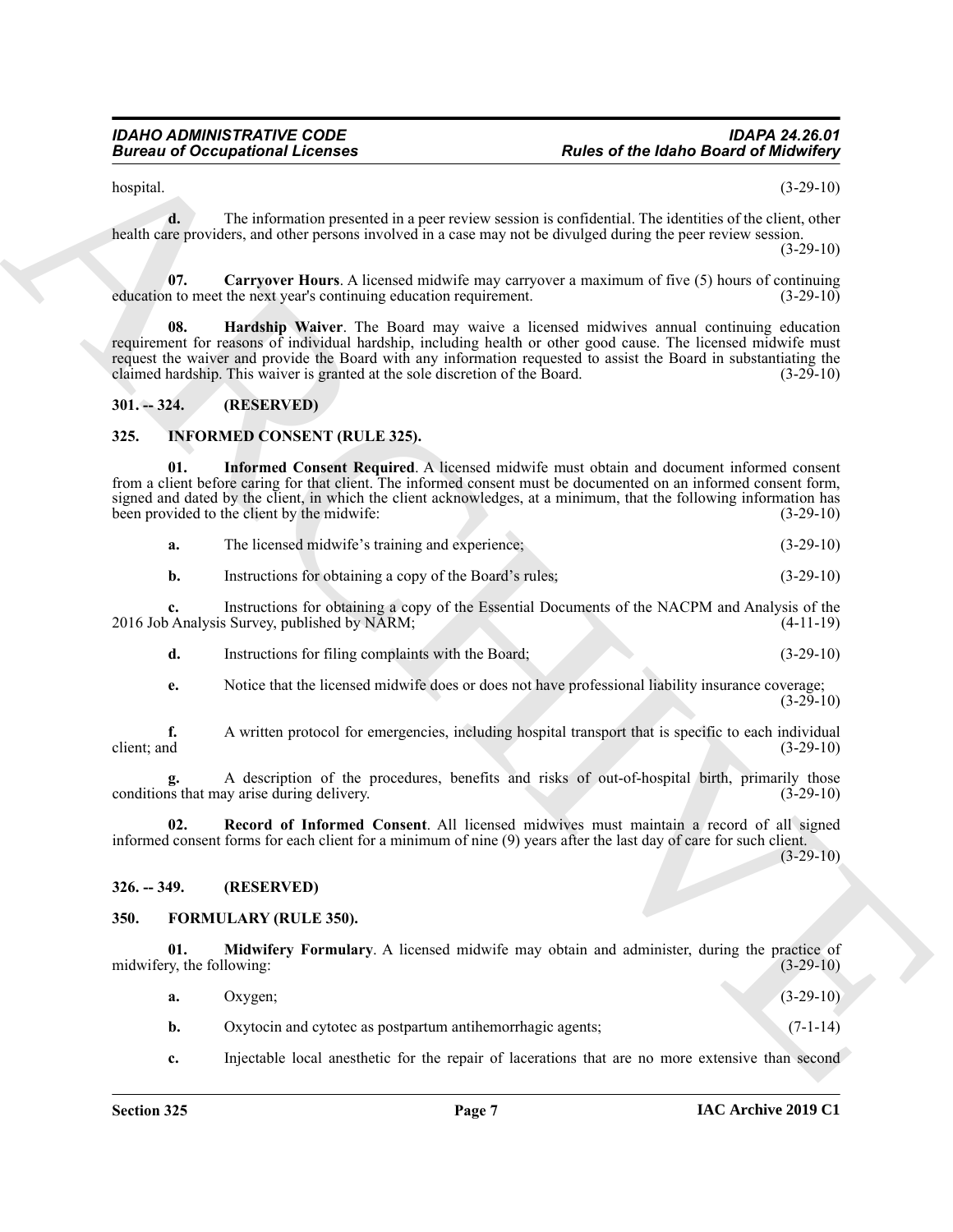hospital. (3-29-10)

**d.** The information presented in a peer review session is confidential. The identities of the client, other health care providers, and other persons involved in a case may not be divulged during the peer review session. (3-29-10)

**07. Carryover Hours**. A licensed midwife may carryover a maximum of five (5) hours of continuing education to meet the next year's continuing education requirement. (3-29-10)

**08. Hardship Waiver**. The Board may waive a licensed midwives annual continuing education requirement for reasons of individual hardship, including health or other good cause. The licensed midwife must request the waiver and provide the Board with any information requested to assist the Board in substantiating the claimed hardship. This waiver is granted at the sole discretion of the Board. (3-29-10)

## 301. -- 324. (RESERVED)

## 325. INFORMED CONSENT (RULE 325).

**01. Informed Consent Required**. A licensed midwife must obtain and document informed consent from a client before caring for that client. The informed consent must be documented on an informed consent form, signed and dated by the client, in which the client acknowledges, at a minimum, that the following information has been provided to the client by the midwife: (3-29-10)

**a.** The licensed midwife's training and experience; (3-29-10)

**b.** Instructions for obtaining a copy of the Board's rules; (3-29-10)

**c.** Instructions for obtaining a copy of the Essential Documents of the NACPM and Analysis of the 2016 Job Analysis Survey, published by NARM; (4-11-19)

**d.** Instructions for filing complaints with the Board; (3-29-10)

**e.** Notice that the licensed midwife does or does not have professional liability insurance coverage; (3-29-10)

**f.** A written protocol for emergencies, including hospital transport that is specific to each individual client; and (3-29-10)

**g.** A description of the procedures, benefits and risks of out-of-hospital birth, primarily those conditions that may arise during delivery. (3-29-10)

**02. Record of Informed Consent**. All licensed midwives must maintain a record of all signed informed consent forms for each client for a minimum of nine (9) years after the last day of care for such client. (3-29-10)

## 326. -- 349. (RESERVED)

## 350. FORMULARY (RULE 350).

**01. Midwifery Formulary**. A licensed midwife may obtain and administer, during the practice of midwifery, the following: (3-29-10)

**a.** Oxygen; (3-29-10)

**b.** Oxytocin and cytotec as postpartum antihemorrhagic agents; (7-1-14)

**c.** Injectable local anesthetic for the repair of lacerations that are no more extensive than second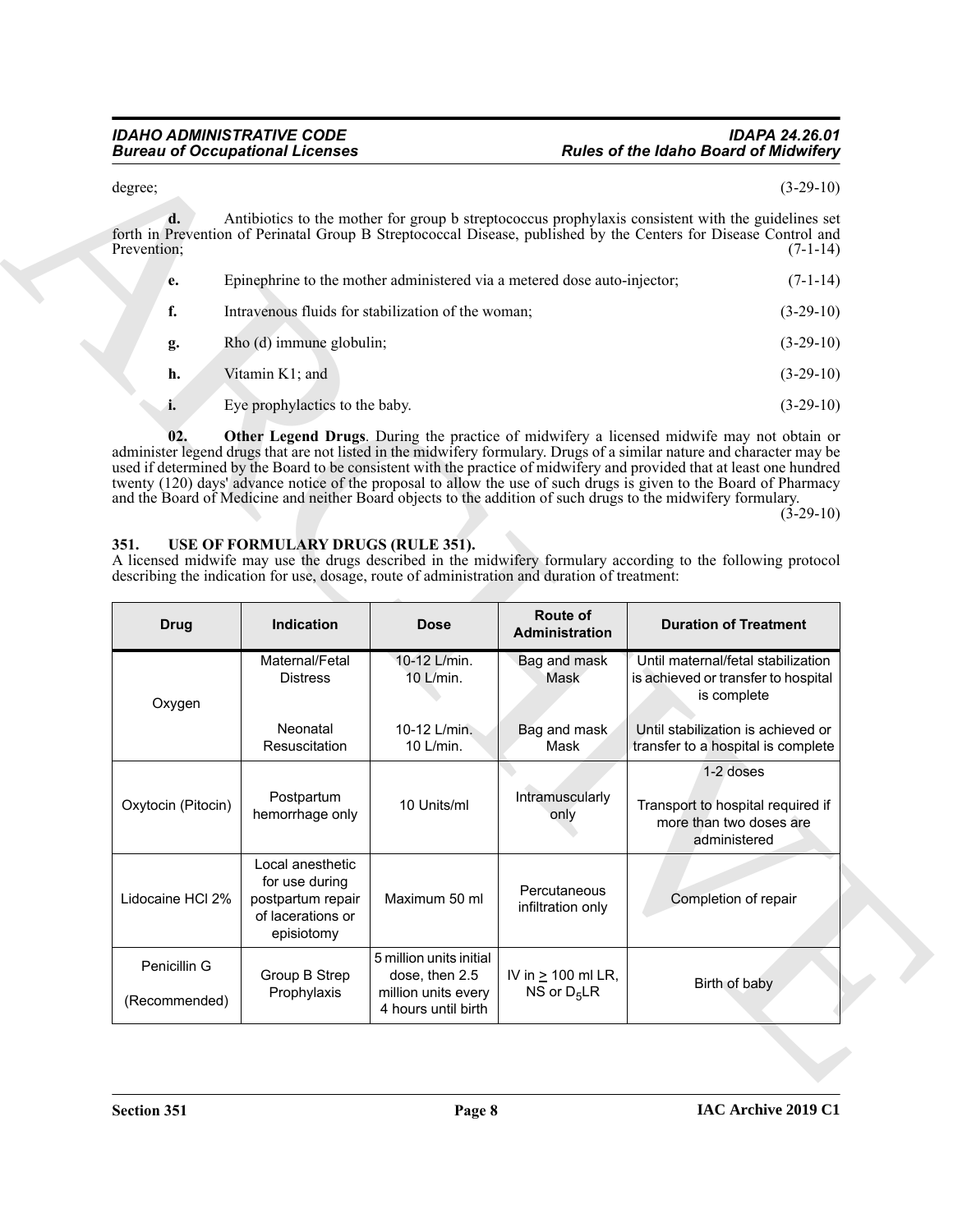degree; (3-29-10)

**d.** Antibiotics to the mother for group b streptococcus prophylaxis consistent with the guidelines set forth in Prevention of Perinatal Group B Streptococcal Disease, published by the Centers for Disease Control and Prevention; (7-1-14)

**e.** Epinephrine to the mother administered via a metered dose auto-injector; (7-1-14)

**f.** Intravenous fluids for stabilization of the woman; (3-29-10)

**g.** Rho (d) immune globulin; (3-29-10)

**h.** Vitamin K1; and (3-29-10)

**i.** Eye prophylactics to the baby. (3-29-10)

**02. Other Legend Drugs**. During the practice of midwifery a licensed midwife may not obtain or administer legend drugs that are not listed in the midwifery formulary. Drugs of a similar nature and character may be used if determined by the Board to be consistent with the practice of midwifery and provided that at least one hundred twenty (120) days' advance notice of the proposal to allow the use of such drugs is given to the Board of Pharmacy and the Board of Medicine and neither Board objects to the addition of such drugs to the midwifery formulary. (3-29-10)

## 351. USE OF FORMULARY DRUGS (RULE 351).

A licensed midwife may use the drugs described in the midwifery formulary according to the following protocol describing the indication for use, dosage, route of administration and duration of treatment:

| Drug | Indication | Dose | Route of Administration | Duration of Treatment |
|---|---|---|---|---|
| Oxygen | Maternal/Fetal Distress | 10-12 L/min.<br>10 L/min. | Bag and mask<br>Mask | Until maternal/fetal stabilization is achieved or transfer to hospital is complete |
| | Neonatal Resuscitation | 10-12 L/min.<br>10 L/min. | Bag and mask<br>Mask | Until stabilization is achieved or transfer to a hospital is complete |
| Oxytocin (Pitocin) | Postpartum hemorrhage only | 10 Units/ml | Intramuscularly only | 1-2 doses<br><br>Transport to hospital required if more than two doses are administered |
| Lidocaine HCl 2% | Local anesthetic for use during postpartum repair of lacerations or episiotomy | Maximum 50 ml | Percutaneous infiltration only | Completion of repair |
| Penicillin G<br><br>(Recommended) | Group B Strep Prophylaxis | 5 million units initial dose, then 2.5 million units every 4 hours until birth | IV in $\geq$ 100 ml LR, NS or $D_5LR$ | Birth of baby |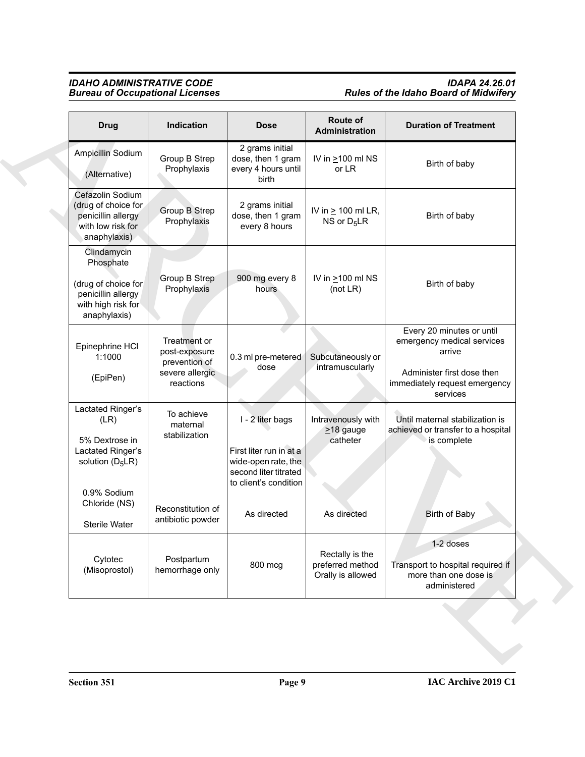| Drug | Indication | Dose | Route of Administration | Duration of Treatment |
|---|---|---|---|---|
| Ampicillin Sodium<br><br>(Alternative) | Group B Strep Prophylaxis | 2 grams initial dose, then 1 gram every 4 hours until birth | IV in ≥100 ml NS or LR | Birth of baby |
| Cefazolin Sodium (drug of choice for penicillin allergy with low risk for anaphylaxis) | Group B Strep Prophylaxis | 2 grams initial dose, then 1 gram every 8 hours | IV in ≥ 100 ml LR, NS or $D_5$LR | Birth of baby |
| Clindamycin Phosphate<br><br>(drug of choice for penicillin allergy with high risk for anaphylaxis) | Group B Strep Prophylaxis | 900 mg every 8 hours | IV in ≥100 ml NS (not LR) | Birth of baby |
| Epinephrine HCl 1:1000<br><br>(EpiPen) | Treatment or post-exposure prevention of severe allergic reactions | 0.3 ml pre-metered dose | Subcutaneously or intramuscularly | Every 20 minutes or until emergency medical services arrive<br><br>Administer first dose then immediately request emergency services |
| Lactated Ringer's (LR)<br><br>5% Dextrose in Lactated Ringer's solution ($D_5$LR) | To achieve maternal stabilization | I - 2 liter bags<br><br>First liter run in at a wide-open rate, the second liter titrated to client's condition | Intravenously with ≥18 gauge catheter | Until maternal stabilization is achieved or transfer to a hospital is complete |
| 0.9% Sodium Chloride (NS)<br><br>Sterile Water | Reconstitution of antibiotic powder | As directed | As directed | Birth of Baby |
| Cytotec (Misoprostol) | Postpartum hemorrhage only | 800 mcg | Rectally is the preferred method Orally is allowed | 1-2 doses<br><br>Transport to hospital required if more than one dose is administered |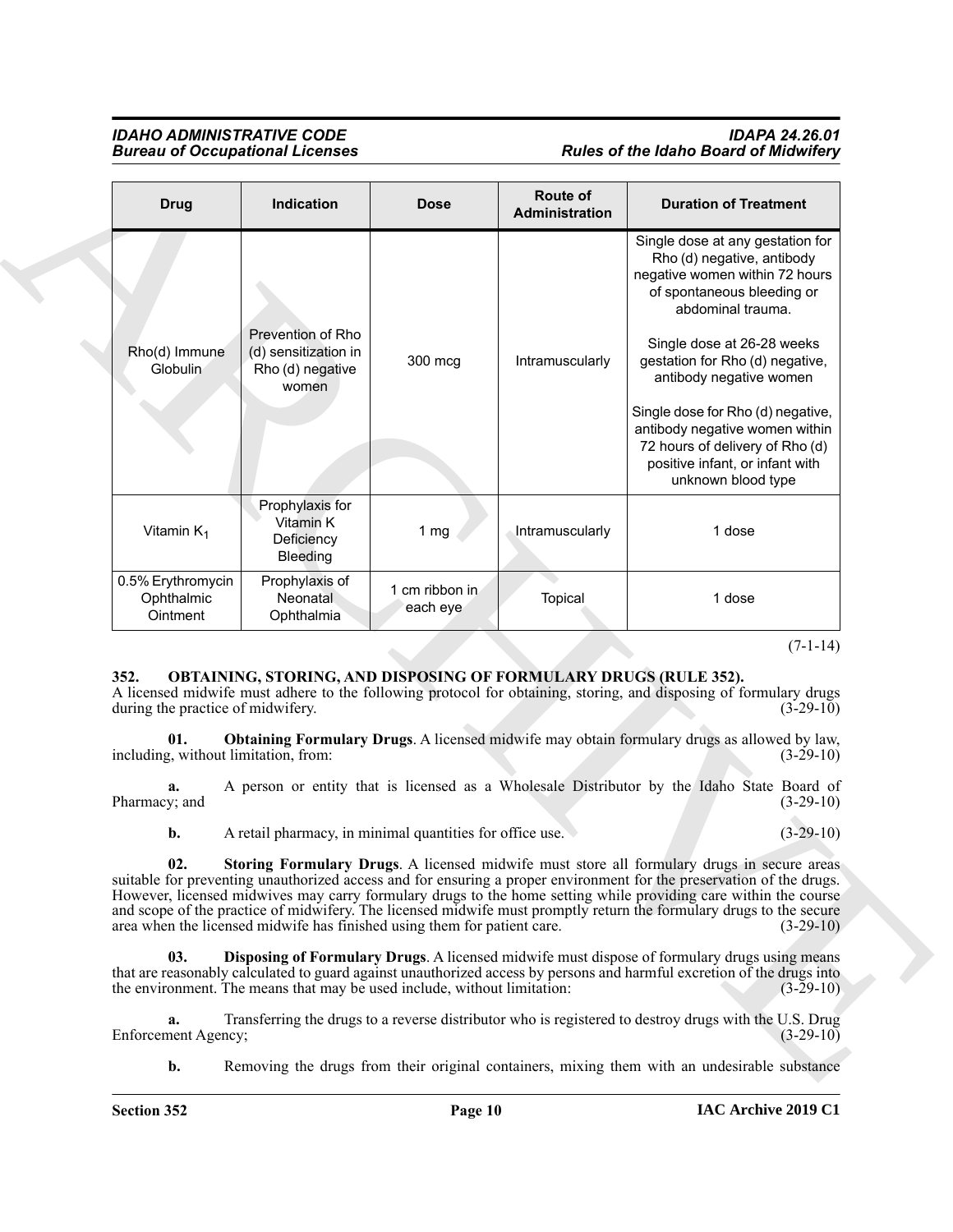| Drug | Indication | Dose | Route of Administration | Duration of Treatment |
|---|---|---|---|---|
| Rho(d) Immune Globulin | Prevention of Rho (d) sensitization in Rho (d) negative women | 300 mcg | Intramuscularly | Single dose at any gestation for Rho (d) negative, antibody negative women within 72 hours of spontaneous bleeding or abdominal trauma.<br><br>Single dose at 26-28 weeks gestation for Rho (d) negative, antibody negative women<br><br>Single dose for Rho (d) negative, antibody negative women within 72 hours of delivery of Rho (d) positive infant, or infant with unknown blood type |
| Vitamin $K_1$ | Prophylaxis for Vitamin K Deficiency Bleeding | 1 mg | Intramuscularly | 1 dose |
| 0.5% Erythromycin Ophthalmic Ointment | Prophylaxis of Neonatal Ophthalmia | 1 cm ribbon in each eye | Topical | 1 dose |

(7-1-14)

**352. OBTAINING, STORING, AND DISPOSING OF FORMULARY DRUGS (RULE 352).**

A licensed midwife must adhere to the following protocol for obtaining, storing, and disposing of formulary drugs during the practice of midwifery. (3-29-10)

**01. Obtaining Formulary Drugs**. A licensed midwife may obtain formulary drugs as allowed by law, including, without limitation, from: (3-29-10)

**a.** A person or entity that is licensed as a Wholesale Distributor by the Idaho State Board of Pharmacy; and (3-29-10)

**b.** A retail pharmacy, in minimal quantities for office use. (3-29-10)

**02. Storing Formulary Drugs**. A licensed midwife must store all formulary drugs in secure areas suitable for preventing unauthorized access and for ensuring a proper environment for the preservation of the drugs. However, licensed midwives may carry formulary drugs to the home setting while providing care within the course and scope of the practice of midwifery. The licensed midwife must promptly return the formulary drugs to the secure area when the licensed midwife has finished using them for patient care. (3-29-10)

**03. Disposing of Formulary Drugs**. A licensed midwife must dispose of formulary drugs using means that are reasonably calculated to guard against unauthorized access by persons and harmful excretion of the drugs into the environment. The means that may be used include, without limitation: (3-29-10)

**a.** Transferring the drugs to a reverse distributor who is registered to destroy drugs with the U.S. Drug Enforcement Agency; (3-29-10)

**b.** Removing the drugs from their original containers, mixing them with an undesirable substance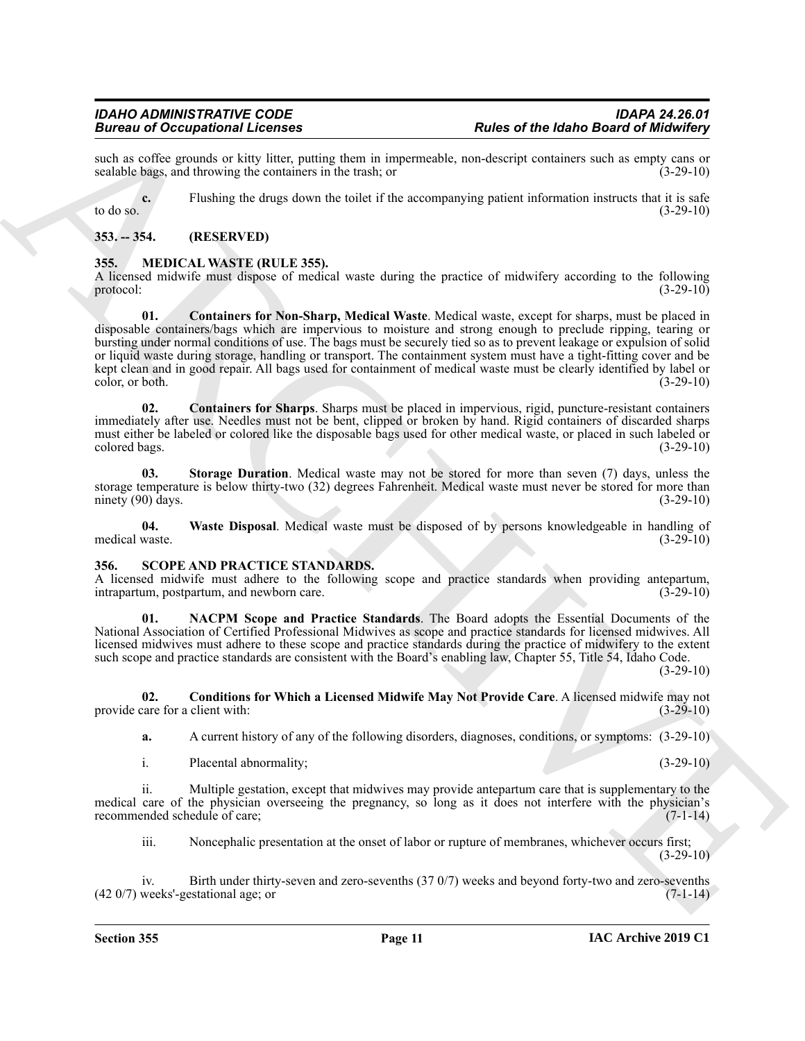such as coffee grounds or kitty litter, putting them in impermeable, non-descript containers such as empty cans or sealable bags, and throwing the containers in the trash; or (3-29-10)

**c.** Flushing the drugs down the toilet if the accompanying patient information instructs that it is safe to do so. (3-29-10)

## 353. -- 354. (RESERVED)

## 355. MEDICAL WASTE (RULE 355).

A licensed midwife must dispose of medical waste during the practice of midwifery according to the following protocol: (3-29-10)

**01. Containers for Non-Sharp, Medical Waste**. Medical waste, except for sharps, must be placed in disposable containers/bags which are impervious to moisture and strong enough to preclude ripping, tearing or bursting under normal conditions of use. The bags must be securely tied so as to prevent leakage or expulsion of solid or liquid waste during storage, handling or transport. The containment system must have a tight-fitting cover and be kept clean and in good repair. All bags used for containment of medical waste must be clearly identified by label or color, or both. (3-29-10)

**02. Containers for Sharps**. Sharps must be placed in impervious, rigid, puncture-resistant containers immediately after use. Needles must not be bent, clipped or broken by hand. Rigid containers of discarded sharps must either be labeled or colored like the disposable bags used for other medical waste, or placed in such labeled or colored bags. (3-29-10)

**03. Storage Duration**. Medical waste may not be stored for more than seven (7) days, unless the storage temperature is below thirty-two (32) degrees Fahrenheit. Medical waste must never be stored for more than ninety (90) days. (3-29-10)

**04. Waste Disposal**. Medical waste must be disposed of by persons knowledgeable in handling of medical waste. (3-29-10)

## 356. SCOPE AND PRACTICE STANDARDS.

A licensed midwife must adhere to the following scope and practice standards when providing antepartum, intrapartum, postpartum, and newborn care. (3-29-10)

**01. NACPM Scope and Practice Standards**. The Board adopts the Essential Documents of the National Association of Certified Professional Midwives as scope and practice standards for licensed midwives. All licensed midwives must adhere to these scope and practice standards during the practice of midwifery to the extent such scope and practice standards are consistent with the Board's enabling law, Chapter 55, Title 54, Idaho Code. (3-29-10)

**02. Conditions for Which a Licensed Midwife May Not Provide Care**. A licensed midwife may not provide care for a client with: (3-29-10)

**a.** A current history of any of the following disorders, diagnoses, conditions, or symptoms: (3-29-10)

i. Placental abnormality; (3-29-10)

ii. Multiple gestation, except that midwives may provide antepartum care that is supplementary to the medical care of the physician overseeing the pregnancy, so long as it does not interfere with the physician's recommended schedule of care; (7-1-14)

iii. Noncephalic presentation at the onset of labor or rupture of membranes, whichever occurs first; (3-29-10)

iv. Birth under thirty-seven and zero-sevenths (37 0/7) weeks and beyond forty-two and zero-sevenths (42 0/7) weeks'-gestational age; or (7-1-14)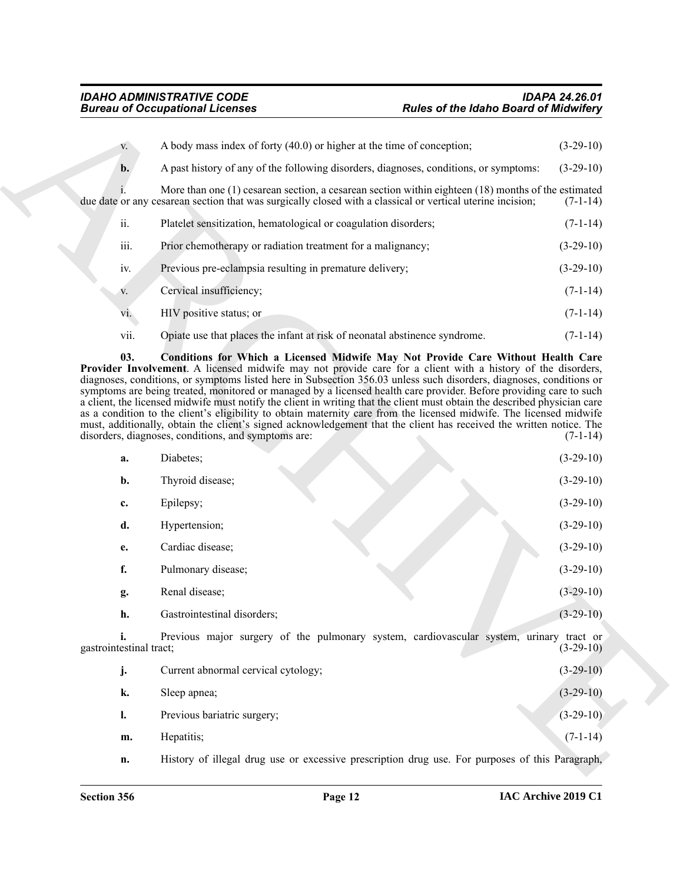v. A body mass index of forty (40.0) or higher at the time of conception; (3-29-10)

**b.** A past history of any of the following disorders, diagnoses, conditions, or symptoms: (3-29-10)

i. More than one (1) cesarean section, a cesarean section within eighteen (18) months of the estimated due date or any cesarean section that was surgically closed with a classical or vertical uterine incision; (7-1-14)

ii. Platelet sensitization, hematological or coagulation disorders; (7-1-14)

iii. Prior chemotherapy or radiation treatment for a malignancy; (3-29-10)

iv. Previous pre-eclampsia resulting in premature delivery; (3-29-10)

v. Cervical insufficiency; (7-1-14)

vi. HIV positive status; or (7-1-14)

vii. Opiate use that places the infant at risk of neonatal abstinence syndrome. (7-1-14)

**03. Conditions for Which a Licensed Midwife May Not Provide Care Without Health Care Provider Involvement**. A licensed midwife may not provide care for a client with a history of the disorders, diagnoses, conditions, or symptoms listed here in Subsection 356.03 unless such disorders, diagnoses, conditions or symptoms are being treated, monitored or managed by a licensed health care provider. Before providing care to such a client, the licensed midwife must notify the client in writing that the client must obtain the described physician care as a condition to the client's eligibility to obtain maternity care from the licensed midwife. The licensed midwife must, additionally, obtain the client's signed acknowledgement that the client has received the written notice. The disorders, diagnoses, conditions, and symptoms are: (7-1-14)

**a.** Diabetes; (3-29-10)

**b.** Thyroid disease; (3-29-10)

**c.** Epilepsy; (3-29-10)

**d.** Hypertension; (3-29-10)

**e.** Cardiac disease; (3-29-10)

**f.** Pulmonary disease; (3-29-10)

**g.** Renal disease; (3-29-10)

**h.** Gastrointestinal disorders; (3-29-10)

**i.** Previous major surgery of the pulmonary system, cardiovascular system, urinary tract or gastrointestinal tract; (3-29-10)

**j.** Current abnormal cervical cytology; (3-29-10)

**k.** Sleep apnea; (3-29-10)

**l.** Previous bariatric surgery; (3-29-10)

**m.** Hepatitis; (7-1-14)

**n.** History of illegal drug use or excessive prescription drug use. For purposes of this Paragraph,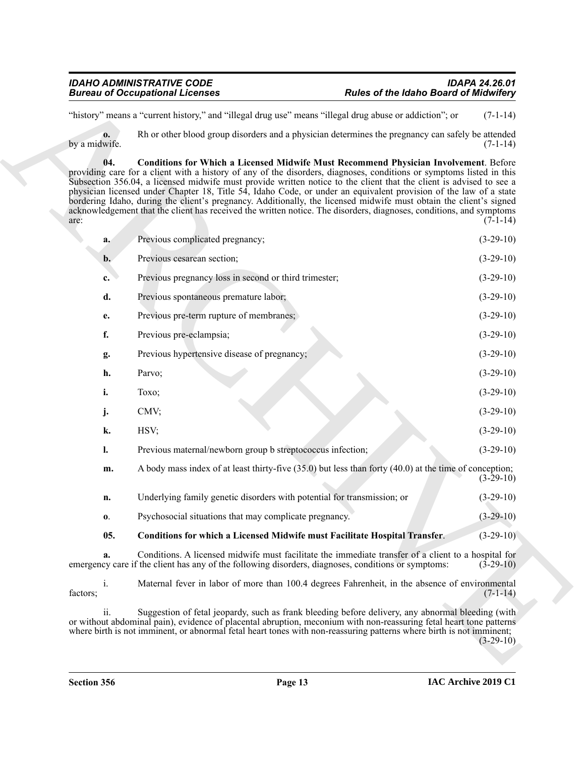"history" means a "current history," and "illegal drug use" means "illegal drug abuse or addiction"; or (7-1-14)

**o.** Rh or other blood group disorders and a physician determines the pregnancy can safely be attended by a midwife. (7-1-14)

**04. Conditions for Which a Licensed Midwife Must Recommend Physician Involvement**. Before providing care for a client with a history of any of the disorders, diagnoses, conditions or symptoms listed in this Subsection 356.04, a licensed midwife must provide written notice to the client that the client is advised to see a physician licensed under Chapter 18, Title 54, Idaho Code, or under an equivalent provision of the law of a state bordering Idaho, during the client's pregnancy. Additionally, the licensed midwife must obtain the client's signed acknowledgement that the client has received the written notice. The disorders, diagnoses, conditions, and symptoms are: (7-1-14)

**a.** Previous complicated pregnancy; (3-29-10)

**b.** Previous cesarean section; (3-29-10)

**c.** Previous pregnancy loss in second or third trimester; (3-29-10)

**d.** Previous spontaneous premature labor; (3-29-10)

**e.** Previous pre-term rupture of membranes; (3-29-10)

**f.** Previous pre-eclampsia; (3-29-10)

**g.** Previous hypertensive disease of pregnancy; (3-29-10)

**h.** Parvo; (3-29-10)

**i.** Toxo; (3-29-10)

**j.** CMV; (3-29-10)

**k.** HSV; (3-29-10)

**l.** Previous maternal/newborn group b streptococcus infection; (3-29-10)

**m.** A body mass index of at least thirty-five (35.0) but less than forty (40.0) at the time of conception; (3-29-10)

**n.** Underlying family genetic disorders with potential for transmission; or (3-29-10)

**o**. Psychosocial situations that may complicate pregnancy. (3-29-10)

**05. Conditions for which a Licensed Midwife must Facilitate Hospital Transfer**. (3-29-10)

**a.** Conditions. A licensed midwife must facilitate the immediate transfer of a client to a hospital for emergency care if the client has any of the following disorders, diagnoses, conditions or symptoms: (3-29-10)

i. Maternal fever in labor of more than 100.4 degrees Fahrenheit, in the absence of environmental factors; (7-1-14)

ii. Suggestion of fetal jeopardy, such as frank bleeding before delivery, any abnormal bleeding (with or without abdominal pain), evidence of placental abruption, meconium with non-reassuring fetal heart tone patterns where birth is not imminent, or abnormal fetal heart tones with non-reassuring patterns where birth is not imminent; (3-29-10)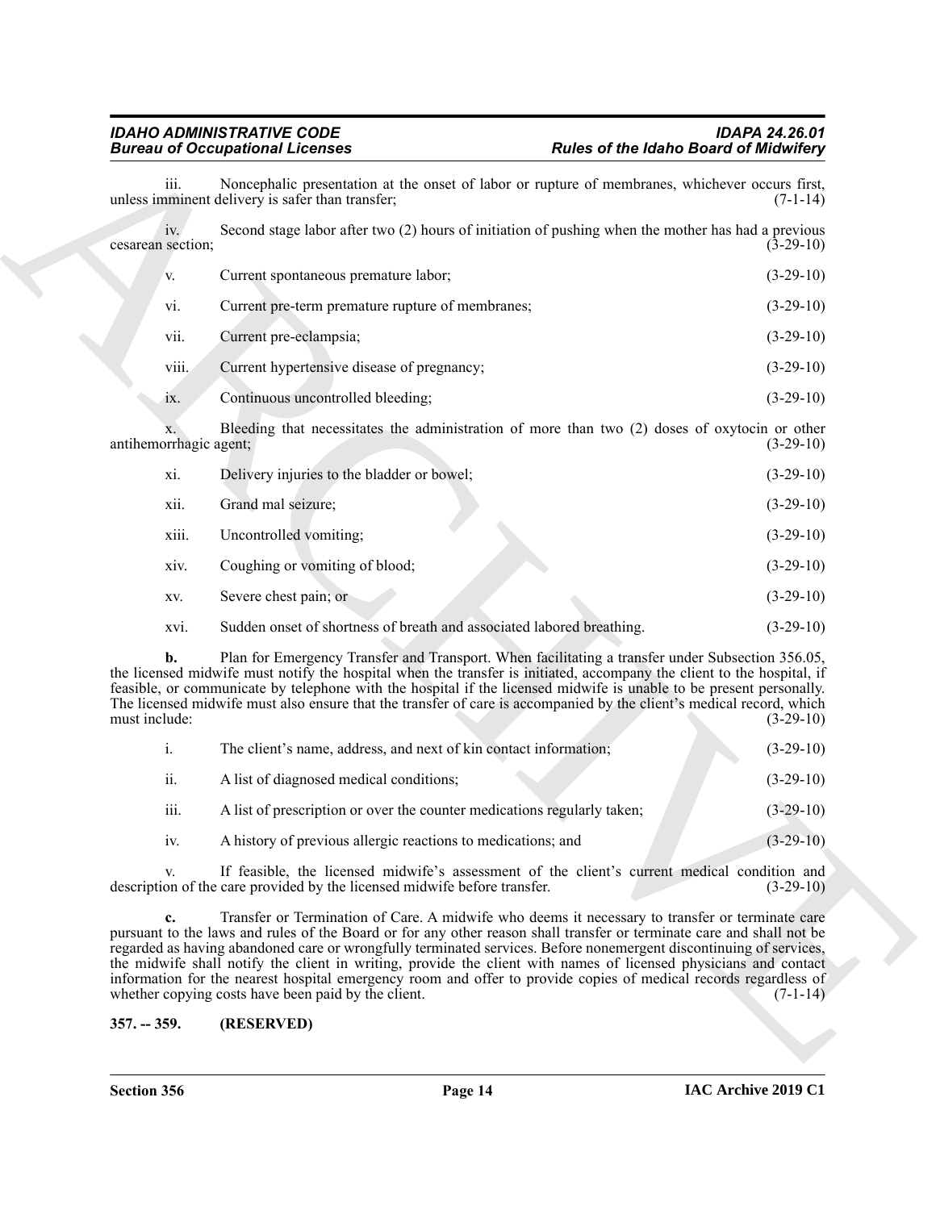iii. Noncephalic presentation at the onset of labor or rupture of membranes, whichever occurs first, unless imminent delivery is safer than transfer; (7-1-14)

iv. Second stage labor after two (2) hours of initiation of pushing when the mother has had a previous cesarean section; (3-29-10)

v. Current spontaneous premature labor; (3-29-10)

vi. Current pre-term premature rupture of membranes; (3-29-10)

vii. Current pre-eclampsia; (3-29-10)

viii. Current hypertensive disease of pregnancy; (3-29-10)

ix. Continuous uncontrolled bleeding; (3-29-10)

x. Bleeding that necessitates the administration of more than two (2) doses of oxytocin or other antihemorrhagic agent; (3-29-10)

xi. Delivery injuries to the bladder or bowel; (3-29-10)

xii. Grand mal seizure; (3-29-10)

xiii. Uncontrolled vomiting; (3-29-10)

xiv. Coughing or vomiting of blood; (3-29-10)

xv. Severe chest pain; or (3-29-10)

xvi. Sudden onset of shortness of breath and associated labored breathing. (3-29-10)

**b.** Plan for Emergency Transfer and Transport. When facilitating a transfer under Subsection 356.05, the licensed midwife must notify the hospital when the transfer is initiated, accompany the client to the hospital, if feasible, or communicate by telephone with the hospital if the licensed midwife is unable to be present personally. The licensed midwife must also ensure that the transfer of care is accompanied by the client's medical record, which must include: (3-29-10)

i. The client's name, address, and next of kin contact information; (3-29-10)

ii. A list of diagnosed medical conditions; (3-29-10)

iii. A list of prescription or over the counter medications regularly taken; (3-29-10)

iv. A history of previous allergic reactions to medications; and (3-29-10)

v. If feasible, the licensed midwife's assessment of the client's current medical condition and description of the care provided by the licensed midwife before transfer. (3-29-10)

**c.** Transfer or Termination of Care. A midwife who deems it necessary to transfer or terminate care pursuant to the laws and rules of the Board or for any other reason shall transfer or terminate care and shall not be regarded as having abandoned care or wrongfully terminated services. Before nonemergent discontinuing of services, the midwife shall notify the client in writing, provide the client with names of licensed physicians and contact information for the nearest hospital emergency room and offer to provide copies of medical records regardless of whether copying costs have been paid by the client. (7-1-14)

**357. -- 359. (RESERVED)**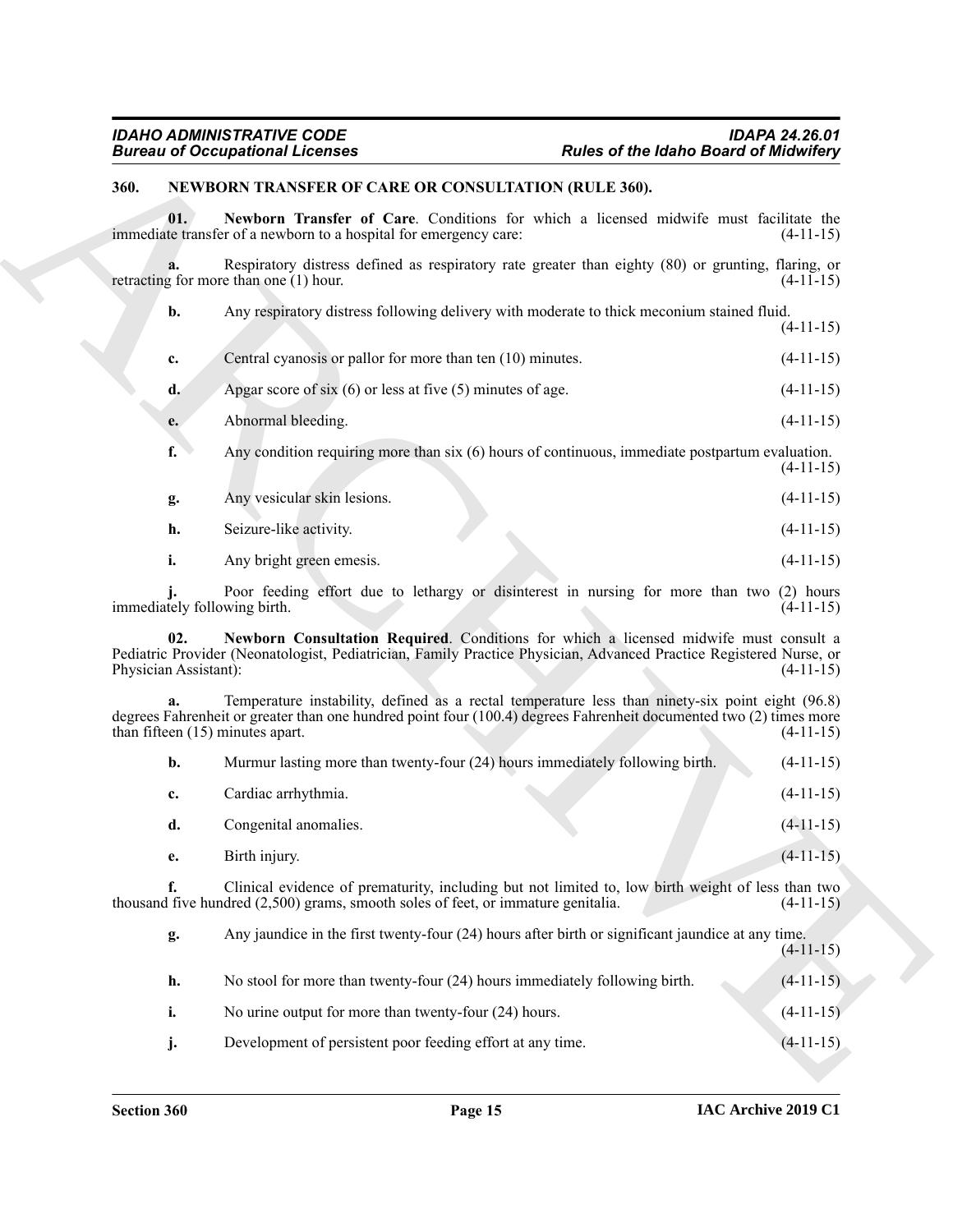## 360. NEWBORN TRANSFER OF CARE OR CONSULTATION (RULE 360).

**01. Newborn Transfer of Care**. Conditions for which a licensed midwife must facilitate the immediate transfer of a newborn to a hospital for emergency care: (4-11-15)

**a.** Respiratory distress defined as respiratory rate greater than eighty (80) or grunting, flaring, or retracting for more than one (1) hour. (4-11-15)

**b.** Any respiratory distress following delivery with moderate to thick meconium stained fluid. (4-11-15)

**c.** Central cyanosis or pallor for more than ten (10) minutes. (4-11-15)

**d.** Apgar score of six (6) or less at five (5) minutes of age. (4-11-15)

**e.** Abnormal bleeding. (4-11-15)

**f.** Any condition requiring more than six (6) hours of continuous, immediate postpartum evaluation. (4-11-15)

**g.** Any vesicular skin lesions. (4-11-15)

**h.** Seizure-like activity. (4-11-15)

**i.** Any bright green emesis. (4-11-15)

**j.** Poor feeding effort due to lethargy or disinterest in nursing for more than two (2) hours immediately following birth. (4-11-15)

**02. Newborn Consultation Required**. Conditions for which a licensed midwife must consult a Pediatric Provider (Neonatologist, Pediatrician, Family Practice Physician, Advanced Practice Registered Nurse, or Physician Assistant): (4-11-15)

**a.** Temperature instability, defined as a rectal temperature less than ninety-six point eight (96.8) degrees Fahrenheit or greater than one hundred point four (100.4) degrees Fahrenheit documented two (2) times more than fifteen (15) minutes apart. (4-11-15)

**b.** Murmur lasting more than twenty-four (24) hours immediately following birth. (4-11-15)

**c.** Cardiac arrhythmia. (4-11-15)

**d.** Congenital anomalies. (4-11-15)

**e.** Birth injury. (4-11-15)

**f.** Clinical evidence of prematurity, including but not limited to, low birth weight of less than two thousand five hundred (2,500) grams, smooth soles of feet, or immature genitalia. (4-11-15)

**g.** Any jaundice in the first twenty-four (24) hours after birth or significant jaundice at any time. (4-11-15)

**h.** No stool for more than twenty-four (24) hours immediately following birth. (4-11-15)

**i.** No urine output for more than twenty-four (24) hours. (4-11-15)

**j.** Development of persistent poor feeding effort at any time. (4-11-15)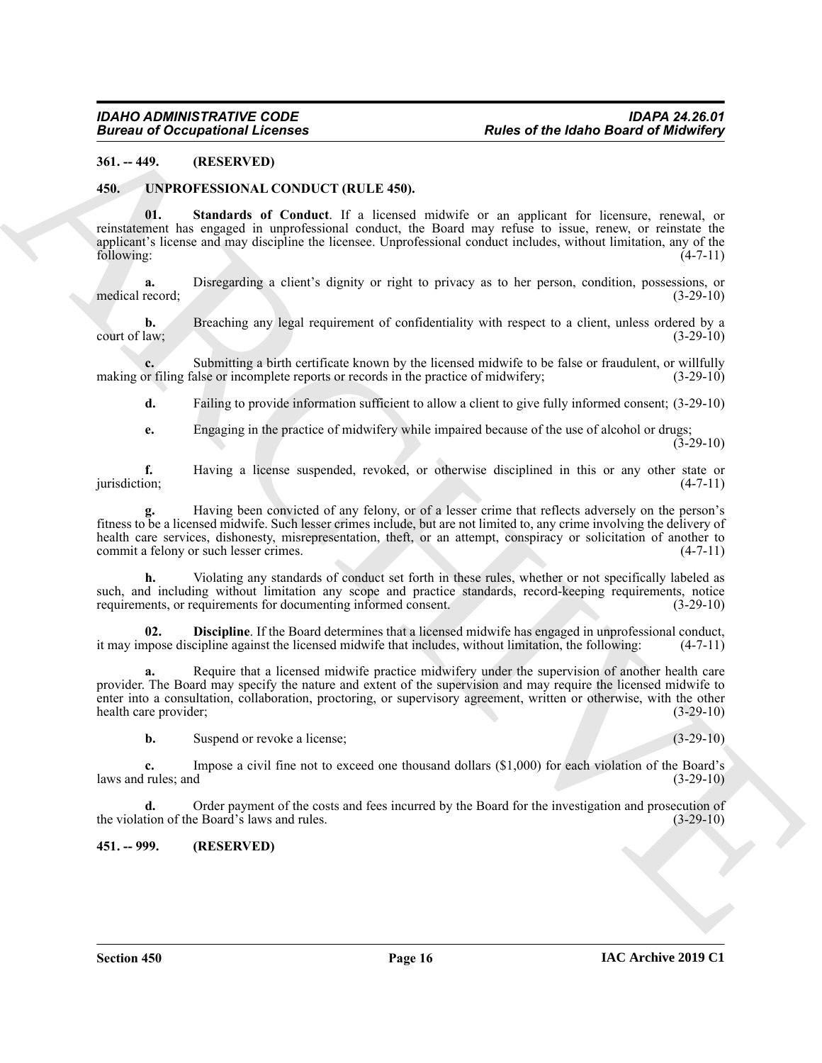## 361. -- 449. (RESERVED)

## 450. UNPROFESSIONAL CONDUCT (RULE 450).

**01. Standards of Conduct**. If a licensed midwife or an applicant for licensure, renewal, or reinstatement has engaged in unprofessional conduct, the Board may refuse to issue, renew, or reinstate the applicant's license and may discipline the licensee. Unprofessional conduct includes, without limitation, any of the following: (4-7-11)

**a.** Disregarding a client's dignity or right to privacy as to her person, condition, possessions, or medical record; (3-29-10)

**b.** Breaching any legal requirement of confidentiality with respect to a client, unless ordered by a court of law; (3-29-10)

**c.** Submitting a birth certificate known by the licensed midwife to be false or fraudulent, or willfully making or filing false or incomplete reports or records in the practice of midwifery; (3-29-10)

**d.** Failing to provide information sufficient to allow a client to give fully informed consent; (3-29-10)

**e.** Engaging in the practice of midwifery while impaired because of the use of alcohol or drugs; (3-29-10)

**f.** Having a license suspended, revoked, or otherwise disciplined in this or any other state or jurisdiction; (4-7-11)

**g.** Having been convicted of any felony, or of a lesser crime that reflects adversely on the person's fitness to be a licensed midwife. Such lesser crimes include, but are not limited to, any crime involving the delivery of health care services, dishonesty, misrepresentation, theft, or an attempt, conspiracy or solicitation of another to commit a felony or such lesser crimes. (4-7-11)

**h.** Violating any standards of conduct set forth in these rules, whether or not specifically labeled as such, and including without limitation any scope and practice standards, record-keeping requirements, notice requirements, or requirements for documenting informed consent. (3-29-10)

**02. Discipline**. If the Board determines that a licensed midwife has engaged in unprofessional conduct, it may impose discipline against the licensed midwife that includes, without limitation, the following: (4-7-11)

**a.** Require that a licensed midwife practice midwifery under the supervision of another health care provider. The Board may specify the nature and extent of the supervision and may require the licensed midwife to enter into a consultation, collaboration, proctoring, or supervisory agreement, written or otherwise, with the other health care provider; (3-29-10)

**b.** Suspend or revoke a license; (3-29-10)

**c.** Impose a civil fine not to exceed one thousand dollars ($1,000) for each violation of the Board's laws and rules; and (3-29-10)

**d.** Order payment of the costs and fees incurred by the Board for the investigation and prosecution of the violation of the Board's laws and rules. (3-29-10)

## 451. -- 999. (RESERVED)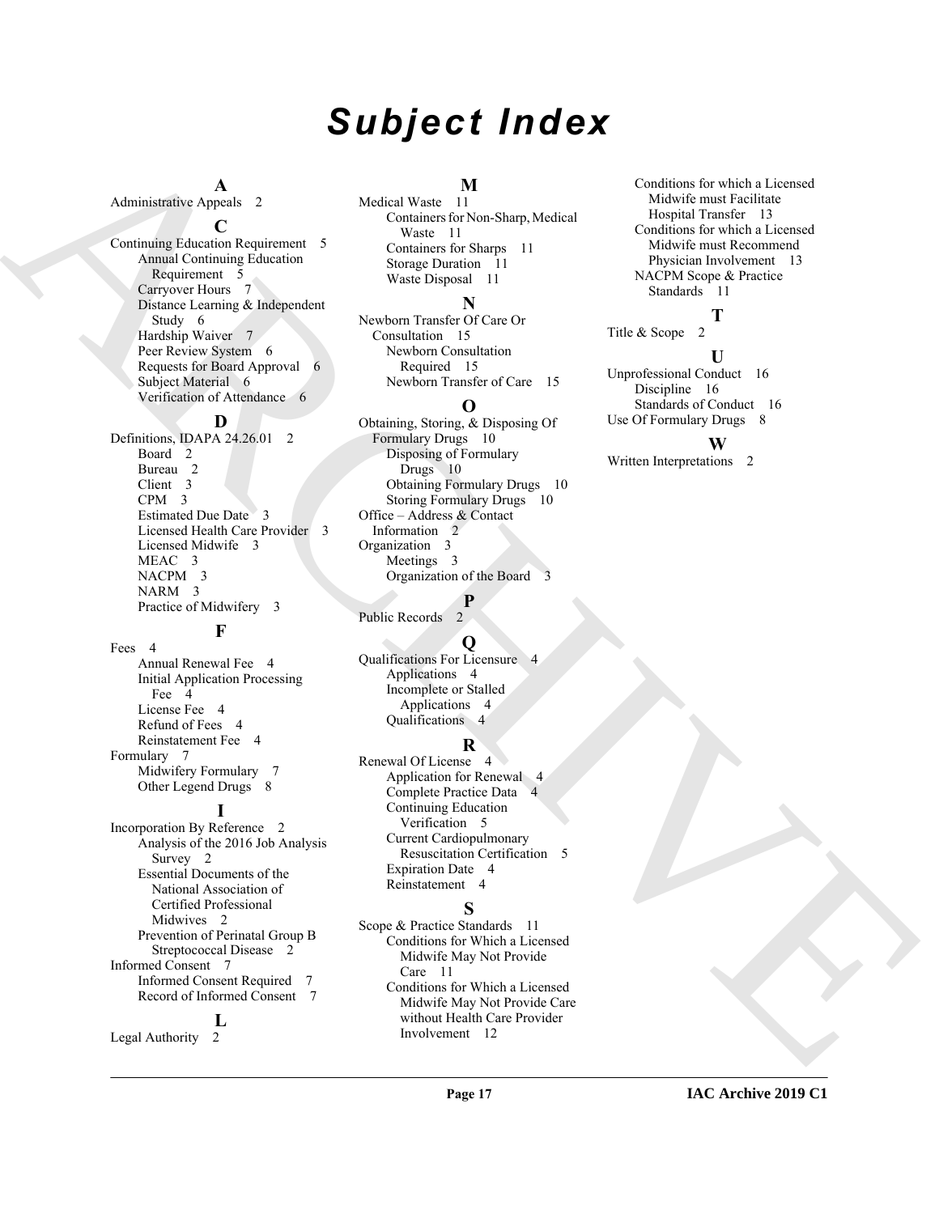# Subject Index

**A**

Administrative Appeals 2

**C**

Continuing Education Requirement 5
- Annual Continuing Education Requirement 5
- Carryover Hours 7
- Distance Learning & Independent Study 6
- Hardship Waiver 7
- Peer Review System 6
- Requests for Board Approval 6
- Subject Material 6
- Verification of Attendance 6

**D**

Definitions, IDAPA 24.26.01 2
- Board 2
- Bureau 2
- Client 3
- CPM 3
- Estimated Due Date 3
- Licensed Health Care Provider 3
- Licensed Midwife 3
- MEAC 3
- NACPM 3
- NARM 3
- Practice of Midwifery 3

**F**

Fees 4
- Annual Renewal Fee 4
- Initial Application Processing Fee 4
- License Fee 4
- Refund of Fees 4
- Reinstatement Fee 4

Formulary 7
- Midwifery Formulary 7
- Other Legend Drugs 8

**I**

Incorporation By Reference 2
- Analysis of the 2016 Job Analysis Survey 2
- Essential Documents of the National Association of Certified Professional Midwives 2
- Prevention of Perinatal Group B Streptococcal Disease 2

Informed Consent 7
- Informed Consent Required 7
- Record of Informed Consent 7

**L**

Legal Authority 2

**M**

Medical Waste 11
- Containers for Non-Sharp, Medical Waste 11
- Containers for Sharps 11
- Storage Duration 11
- Waste Disposal 11

**N**

Newborn Transfer Of Care Or Consultation 15
- Newborn Consultation Required 15
- Newborn Transfer of Care 15

**O**

Obtaining, Storing, & Disposing Of Formulary Drugs 10
- Disposing of Formulary Drugs 10
- Obtaining Formulary Drugs 10
- Storing Formulary Drugs 10

Office – Address & Contact Information 2

Organization 3
- Meetings 3
- Organization of the Board 3

**P**

Public Records 2

**Q**

Qualifications For Licensure 4
- Applications 4
- Incomplete or Stalled Applications 4
- Qualifications 4

**R**

Renewal Of License 4
- Application for Renewal 4
- Complete Practice Data 4
- Continuing Education Verification 5
- Current Cardiopulmonary Resuscitation Certification 5
- Expiration Date 4
- Reinstatement 4

**S**

Scope & Practice Standards 11
- Conditions for Which a Licensed Midwife May Not Provide Care 11
- Conditions for Which a Licensed Midwife May Not Provide Care without Health Care Provider Involvement 12
- Conditions for which a Licensed Midwife must Facilitate Hospital Transfer 13
- Conditions for which a Licensed Midwife must Recommend Physician Involvement 13
- NACPM Scope & Practice Standards 11

**T**

Title & Scope 2

**U**

Unprofessional Conduct 16
- Discipline 16
- Standards of Conduct 16

Use Of Formulary Drugs 8

**W**

Written Interpretations 2